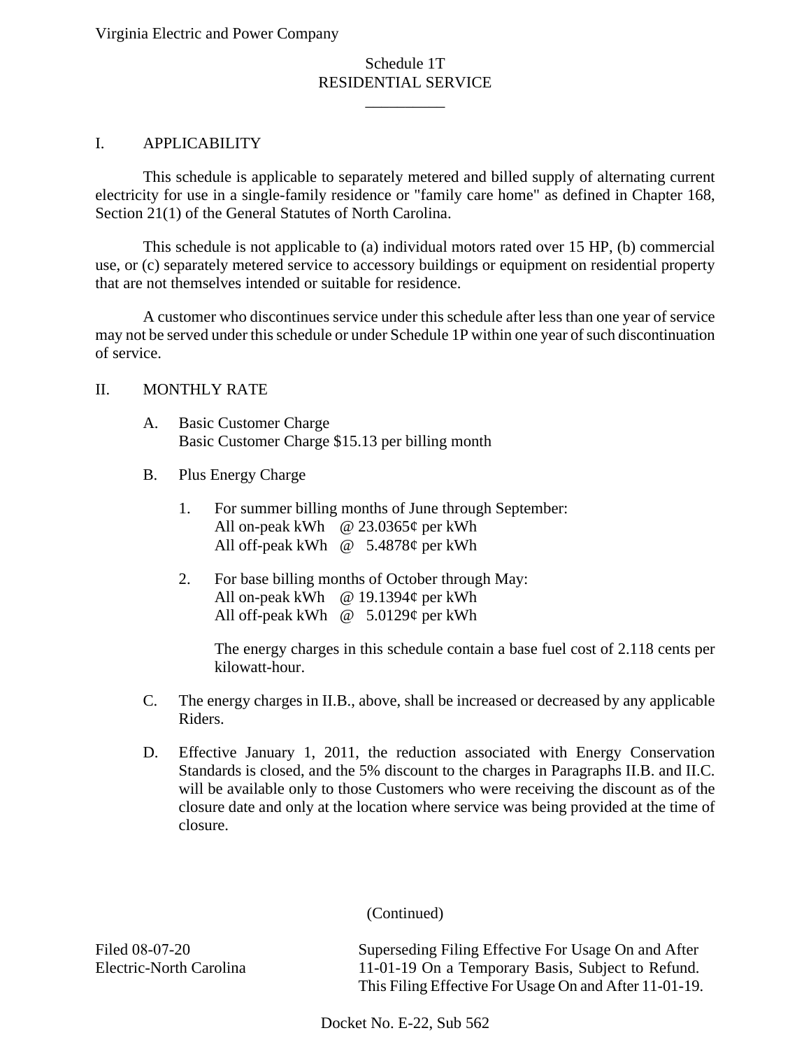Virginia Electric and Power Company

# Schedule 1T
# RESIDENTIAL SERVICE

## I. APPLICABILITY

This schedule is applicable to separately metered and billed supply of alternating current electricity for use in a single-family residence or "family care home" as defined in Chapter 168, Section 21(1) of the General Statutes of North Carolina.

This schedule is not applicable to (a) individual motors rated over 15 HP, (b) commercial use, or (c) separately metered service to accessory buildings or equipment on residential property that are not themselves intended or suitable for residence.

A customer who discontinues service under this schedule after less than one year of service may not be served under this schedule or under Schedule 1P within one year of such discontinuation of service.

## II. MONTHLY RATE

A. Basic Customer Charge
   Basic Customer Charge $15.13 per billing month

B. Plus Energy Charge

   1. For summer billing months of June through September:
      All on-peak kWh @ 23.0365¢ per kWh
      All off-peak kWh @ 5.4878¢ per kWh

   2. For base billing months of October through May:
      All on-peak kWh @ 19.1394¢ per kWh
      All off-peak kWh @ 5.0129¢ per kWh

      The energy charges in this schedule contain a base fuel cost of 2.118 cents per kilowatt-hour.

C. The energy charges in II.B., above, shall be increased or decreased by any applicable Riders.

D. Effective January 1, 2011, the reduction associated with Energy Conservation Standards is closed, and the 5% discount to the charges in Paragraphs II.B. and II.C. will be available only to those Customers who were receiving the discount as of the closure date and only at the location where service was being provided at the time of closure.

(Continued)

Filed 08-07-20
Electric-North Carolina

Superseding Filing Effective For Usage On and After 11-01-19 On a Temporary Basis, Subject to Refund. This Filing Effective For Usage On and After 11-01-19.

Docket No. E-22, Sub 562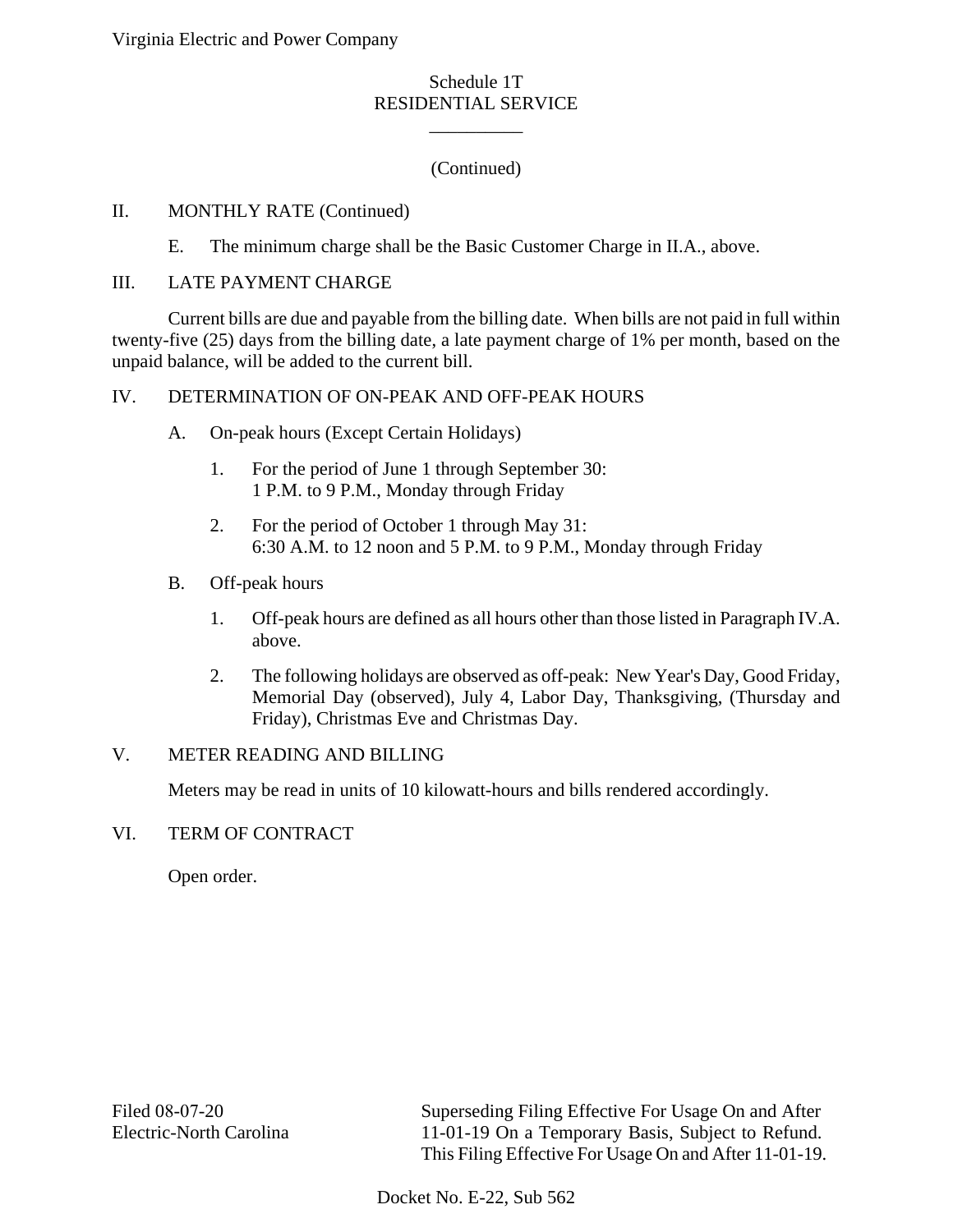Schedule 1T
RESIDENTIAL SERVICE

(Continued)

II. MONTHLY RATE (Continued)

E. The minimum charge shall be the Basic Customer Charge in II.A., above.

III. LATE PAYMENT CHARGE

Current bills are due and payable from the billing date. When bills are not paid in full within twenty-five (25) days from the billing date, a late payment charge of 1% per month, based on the unpaid balance, will be added to the current bill.

IV. DETERMINATION OF ON-PEAK AND OFF-PEAK HOURS

A. On-peak hours (Except Certain Holidays)

1. For the period of June 1 through September 30:
   1 P.M. to 9 P.M., Monday through Friday

2. For the period of October 1 through May 31:
   6:30 A.M. to 12 noon and 5 P.M. to 9 P.M., Monday through Friday

B. Off-peak hours

1. Off-peak hours are defined as all hours other than those listed in Paragraph IV.A. above.

2. The following holidays are observed as off-peak: New Year's Day, Good Friday, Memorial Day (observed), July 4, Labor Day, Thanksgiving, (Thursday and Friday), Christmas Eve and Christmas Day.

V. METER READING AND BILLING

Meters may be read in units of 10 kilowatt-hours and bills rendered accordingly.

VI. TERM OF CONTRACT

Open order.

Filed 08-07-20
Electric-North Carolina

Superseding Filing Effective For Usage On and After 11-01-19 On a Temporary Basis, Subject to Refund. This Filing Effective For Usage On and After 11-01-19.

Docket No. E-22, Sub 562